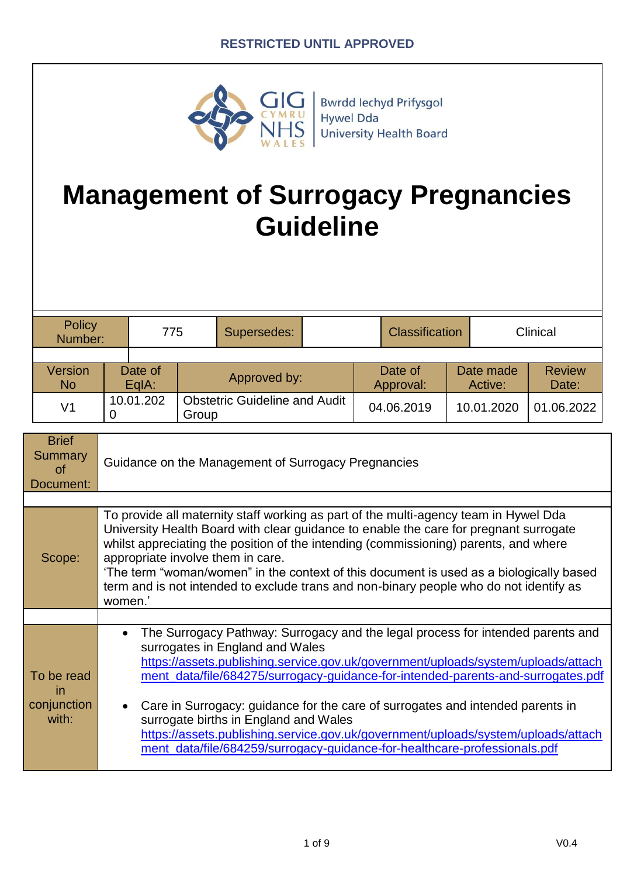RESTRICTED UNTIL APPROVED

Bwrdd Iechyd Prifysgol Hywel Dda University Health Board

GIG CYMRU NHS WALES

# Management of Surrogacy Pregnancies Guideline

| Policy Number: | 775 | Supersedes: | | Classification | Clinical |
|---|---|---|---|---|---|

| Version No | Date of EqIA: | Approved by: | Date of Approval: | Date made Active: | Review Date: |
|---|---|---|---|---|---|
| V1 | 10.01.2020 | Obstetric Guideline and Audit Group | 04.06.2019 | 10.01.2020 | 01.06.2022 |

| | |
|---|---|
| Brief Summary of Document: | Guidance on the Management of Surrogacy Pregnancies |
| Scope: | To provide all maternity staff working as part of the multi-agency team in Hywel Dda University Health Board with clear guidance to enable the care for pregnant surrogate whilst appreciating the position of the intending (commissioning) parents, and where appropriate involve them in care.<br>'The term "woman/women" in the context of this document is used as a biologically based term and is not intended to exclude trans and non-binary people who do not identify as women.' |
| To be read in conjunction with: | • The Surrogacy Pathway: Surrogacy and the legal process for intended parents and surrogates in England and Wales https://assets.publishing.service.gov.uk/government/uploads/system/uploads/attachment_data/file/684275/surrogacy-guidance-for-intended-parents-and-surrogates.pdf<br>• Care in Surrogacy: guidance for the care of surrogates and intended parents in surrogate births in England and Wales https://assets.publishing.service.gov.uk/government/uploads/system/uploads/attachment_data/file/684259/surrogacy-guidance-for-healthcare-professionals.pdf |

V0.4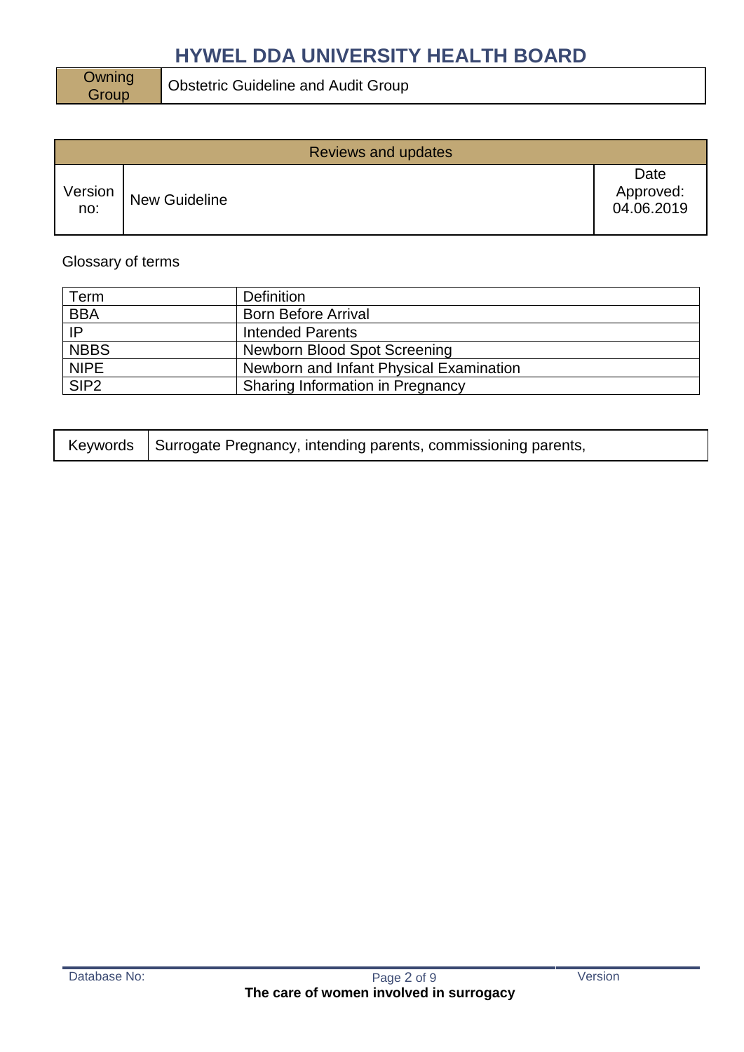| Owning Group | Obstetric Guideline and Audit Group |
|---|---|

| Reviews and updates | | |
|---|---|---|
| Version no: | New Guideline | Date Approved: 04.06.2019 |

Glossary of terms

| Term | Definition |
|---|---|
| BBA | Born Before Arrival |
| IP | Intended Parents |
| NBBS | Newborn Blood Spot Screening |
| NIPE | Newborn and Infant Physical Examination |
| SIP2 | Sharing Information in Pregnancy |

| Keywords | Surrogate Pregnancy, intending parents, commissioning parents, |
|---|---|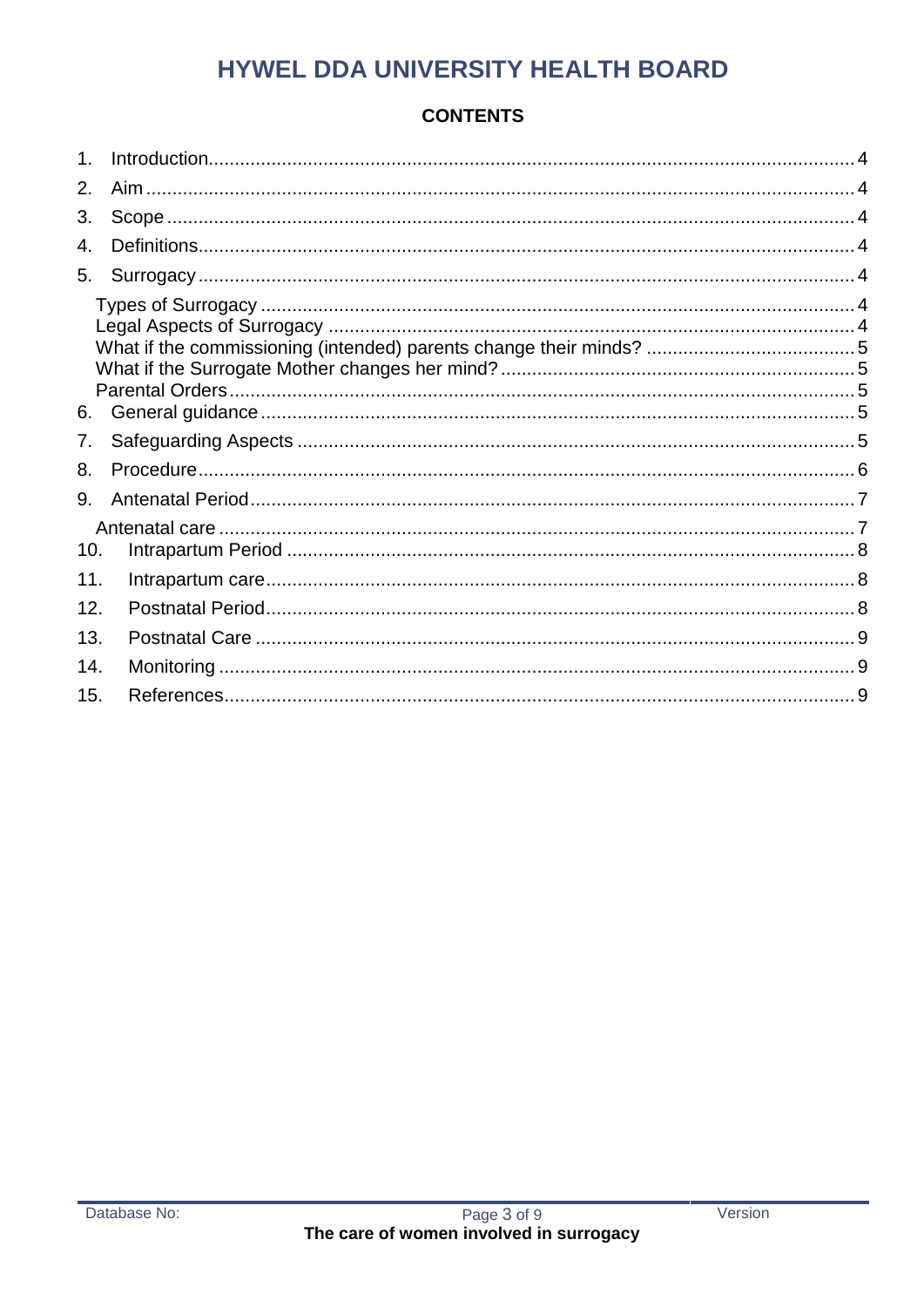# HYWEL DDA UNIVERSITY HEALTH BOARD

**CONTENTS**

1. Introduction.......................................................................................................... 4
2. Aim ....................................................................................................................... 4
3. Scope .................................................................................................................... 4
4. Definitions............................................................................................................. 4
5. Surrogacy ............................................................................................................. 4
   - Types of Surrogacy ................................................................................................ 4
   - Legal Aspects of Surrogacy .................................................................................... 4
   - What if the commissioning (intended) parents change their minds? ......................................... 5
   - What if the Surrogate Mother changes her mind? ................................................................... 5
   - Parental Orders ...................................................................................................... 5
6. General guidance ................................................................................................. 5
7. Safeguarding Aspects .......................................................................................... 5
8. Procedure............................................................................................................. 6
9. Antenatal Period................................................................................................... 7
   - Antenatal care ......................................................................................................... 7
10. Intrapartum Period ............................................................................................ 8
11. Intrapartum care................................................................................................ 8
12. Postnatal Period................................................................................................. 8
13. Postnatal Care .................................................................................................. 9
14. Monitoring ......................................................................................................... 9
15. References......................................................................................................... 9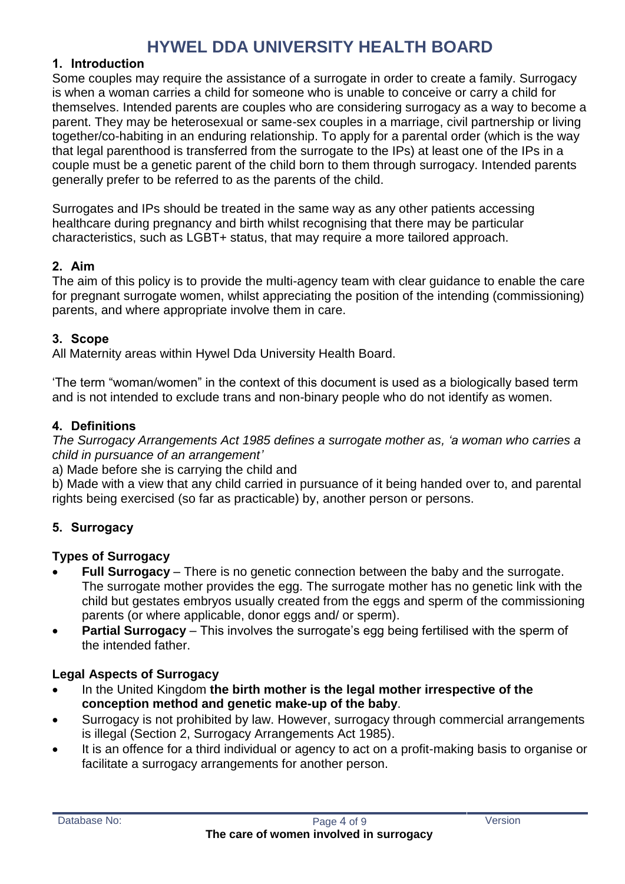# HYWEL DDA UNIVERSITY HEALTH BOARD

## 1. Introduction

Some couples may require the assistance of a surrogate in order to create a family. Surrogacy is when a woman carries a child for someone who is unable to conceive or carry a child for themselves. Intended parents are couples who are considering surrogacy as a way to become a parent. They may be heterosexual or same-sex couples in a marriage, civil partnership or living together/co-habiting in an enduring relationship. To apply for a parental order (which is the way that legal parenthood is transferred from the surrogate to the IPs) at least one of the IPs in a couple must be a genetic parent of the child born to them through surrogacy. Intended parents generally prefer to be referred to as the parents of the child.

Surrogates and IPs should be treated in the same way as any other patients accessing healthcare during pregnancy and birth whilst recognising that there may be particular characteristics, such as LGBT+ status, that may require a more tailored approach.

## 2. Aim

The aim of this policy is to provide the multi-agency team with clear guidance to enable the care for pregnant surrogate women, whilst appreciating the position of the intending (commissioning) parents, and where appropriate involve them in care.

## 3. Scope

All Maternity areas within Hywel Dda University Health Board.

'The term "woman/women" in the context of this document is used as a biologically based term and is not intended to exclude trans and non-binary people who do not identify as women.

## 4. Definitions

*The Surrogacy Arrangements Act 1985 defines a surrogate mother as, 'a woman who carries a child in pursuance of an arrangement'*

a) Made before she is carrying the child and

b) Made with a view that any child carried in pursuance of it being handed over to, and parental rights being exercised (so far as practicable) by, another person or persons.

## 5. Surrogacy

### Types of Surrogacy

- **Full Surrogacy** – There is no genetic connection between the baby and the surrogate. The surrogate mother provides the egg. The surrogate mother has no genetic link with the child but gestates embryos usually created from the eggs and sperm of the commissioning parents (or where applicable, donor eggs and/ or sperm).
- **Partial Surrogacy** – This involves the surrogate's egg being fertilised with the sperm of the intended father.

### Legal Aspects of Surrogacy

- In the United Kingdom **the birth mother is the legal mother irrespective of the conception method and genetic make-up of the baby**.
- Surrogacy is not prohibited by law. However, surrogacy through commercial arrangements is illegal (Section 2, Surrogacy Arrangements Act 1985).
- It is an offence for a third individual or agency to act on a profit-making basis to organise or facilitate a surrogacy arrangements for another person.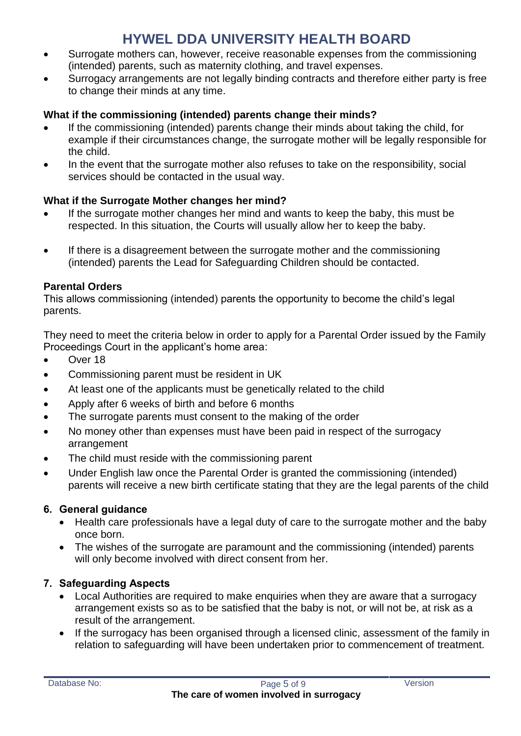- Surrogate mothers can, however, receive reasonable expenses from the commissioning (intended) parents, such as maternity clothing, and travel expenses.
- Surrogacy arrangements are not legally binding contracts and therefore either party is free to change their minds at any time.

**What if the commissioning (intended) parents change their minds?**

- If the commissioning (intended) parents change their minds about taking the child, for example if their circumstances change, the surrogate mother will be legally responsible for the child.
- In the event that the surrogate mother also refuses to take on the responsibility, social services should be contacted in the usual way.

**What if the Surrogate Mother changes her mind?**

- If the surrogate mother changes her mind and wants to keep the baby, this must be respected. In this situation, the Courts will usually allow her to keep the baby.
- If there is a disagreement between the surrogate mother and the commissioning (intended) parents the Lead for Safeguarding Children should be contacted.

**Parental Orders**

This allows commissioning (intended) parents the opportunity to become the child's legal parents.

They need to meet the criteria below in order to apply for a Parental Order issued by the Family Proceedings Court in the applicant's home area:

- Over 18
- Commissioning parent must be resident in UK
- At least one of the applicants must be genetically related to the child
- Apply after 6 weeks of birth and before 6 months
- The surrogate parents must consent to the making of the order
- No money other than expenses must have been paid in respect of the surrogacy arrangement
- The child must reside with the commissioning parent
- Under English law once the Parental Order is granted the commissioning (intended) parents will receive a new birth certificate stating that they are the legal parents of the child

## 6. General guidance

- Health care professionals have a legal duty of care to the surrogate mother and the baby once born.
- The wishes of the surrogate are paramount and the commissioning (intended) parents will only become involved with direct consent from her.

## 7. Safeguarding Aspects

- Local Authorities are required to make enquiries when they are aware that a surrogacy arrangement exists so as to be satisfied that the baby is not, or will not be, at risk as a result of the arrangement.
- If the surrogacy has been organised through a licensed clinic, assessment of the family in relation to safeguarding will have been undertaken prior to commencement of treatment.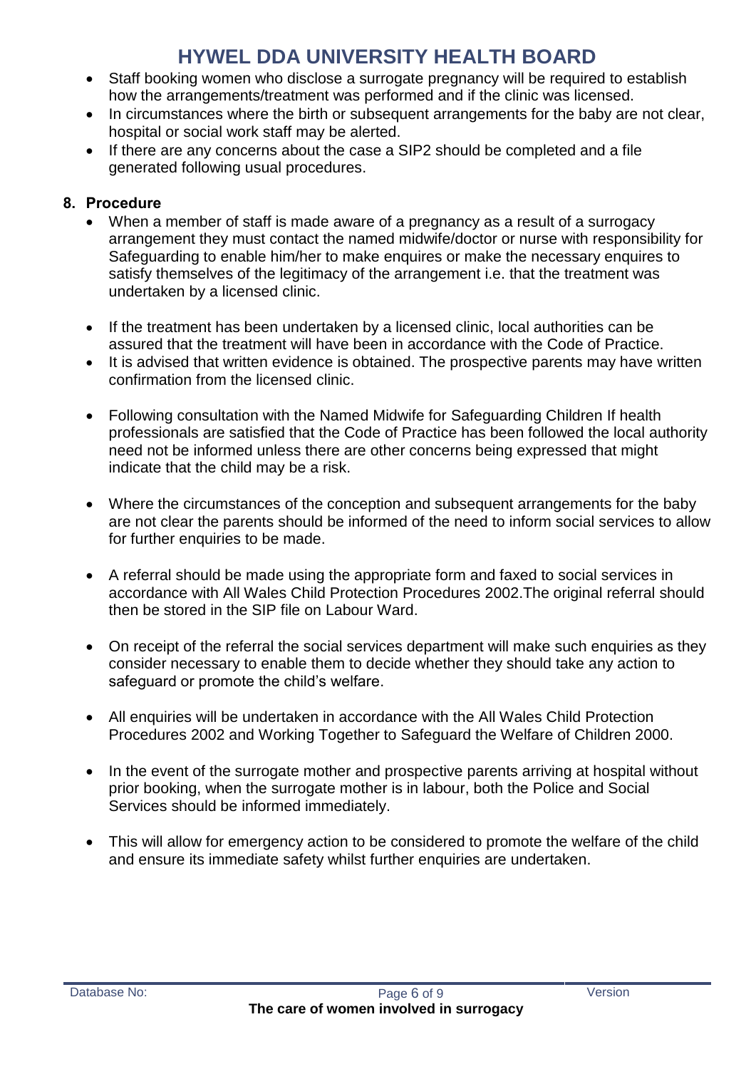- Staff booking women who disclose a surrogate pregnancy will be required to establish how the arrangements/treatment was performed and if the clinic was licensed.
- In circumstances where the birth or subsequent arrangements for the baby are not clear, hospital or social work staff may be alerted.
- If there are any concerns about the case a SIP2 should be completed and a file generated following usual procedures.

## 8. Procedure

- When a member of staff is made aware of a pregnancy as a result of a surrogacy arrangement they must contact the named midwife/doctor or nurse with responsibility for Safeguarding to enable him/her to make enquires or make the necessary enquires to satisfy themselves of the legitimacy of the arrangement i.e. that the treatment was undertaken by a licensed clinic.

- If the treatment has been undertaken by a licensed clinic, local authorities can be assured that the treatment will have been in accordance with the Code of Practice.
- It is advised that written evidence is obtained. The prospective parents may have written confirmation from the licensed clinic.

- Following consultation with the Named Midwife for Safeguarding Children If health professionals are satisfied that the Code of Practice has been followed the local authority need not be informed unless there are other concerns being expressed that might indicate that the child may be a risk.

- Where the circumstances of the conception and subsequent arrangements for the baby are not clear the parents should be informed of the need to inform social services to allow for further enquiries to be made.

- A referral should be made using the appropriate form and faxed to social services in accordance with All Wales Child Protection Procedures 2002.The original referral should then be stored in the SIP file on Labour Ward.

- On receipt of the referral the social services department will make such enquiries as they consider necessary to enable them to decide whether they should take any action to safeguard or promote the child's welfare.

- All enquiries will be undertaken in accordance with the All Wales Child Protection Procedures 2002 and Working Together to Safeguard the Welfare of Children 2000.

- In the event of the surrogate mother and prospective parents arriving at hospital without prior booking, when the surrogate mother is in labour, both the Police and Social Services should be informed immediately.

- This will allow for emergency action to be considered to promote the welfare of the child and ensure its immediate safety whilst further enquiries are undertaken.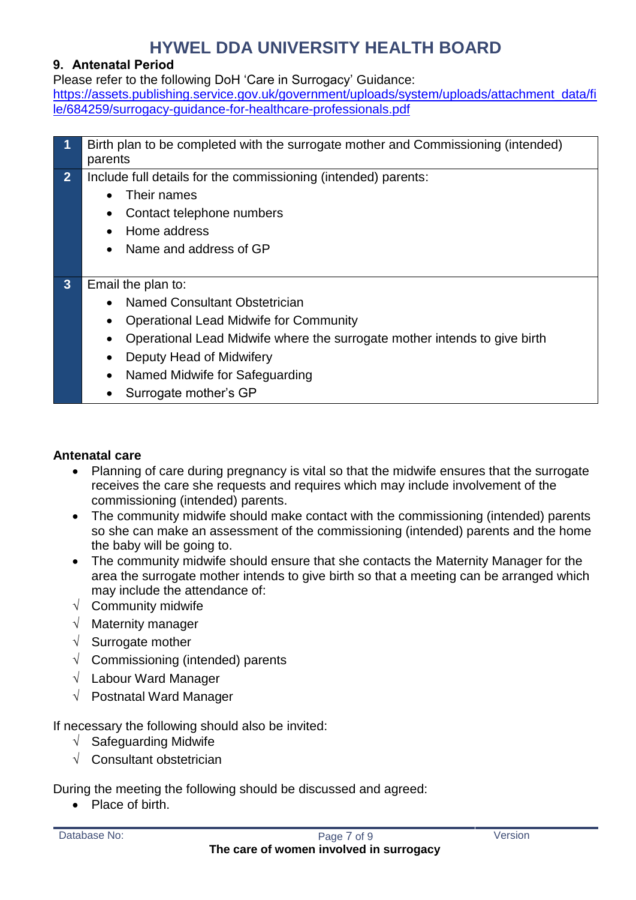## 9. Antenatal Period

Please refer to the following DoH 'Care in Surrogacy' Guidance:
https://assets.publishing.service.gov.uk/government/uploads/system/uploads/attachment_data/file/684259/surrogacy-guidance-for-healthcare-professionals.pdf

| | |
|---|---|
| **1** | Birth plan to be completed with the surrogate mother and Commissioning (intended) parents |
| **2** | Include full details for the commissioning (intended) parents:<br>• Their names<br>• Contact telephone numbers<br>• Home address<br>• Name and address of GP |
| **3** | Email the plan to:<br>• Named Consultant Obstetrician<br>• Operational Lead Midwife for Community<br>• Operational Lead Midwife where the surrogate mother intends to give birth<br>• Deputy Head of Midwifery<br>• Named Midwife for Safeguarding<br>• Surrogate mother's GP |

**Antenatal care**

- Planning of care during pregnancy is vital so that the midwife ensures that the surrogate receives the care she requests and requires which may include involvement of the commissioning (intended) parents.
- The community midwife should make contact with the commissioning (intended) parents so she can make an assessment of the commissioning (intended) parents and the home the baby will be going to.
- The community midwife should ensure that she contacts the Maternity Manager for the area the surrogate mother intends to give birth so that a meeting can be arranged which may include the attendance of:

√ Community midwife
√ Maternity manager
√ Surrogate mother
√ Commissioning (intended) parents
√ Labour Ward Manager
√ Postnatal Ward Manager

If necessary the following should also be invited:

√ Safeguarding Midwife
√ Consultant obstetrician

During the meeting the following should be discussed and agreed:

- Place of birth.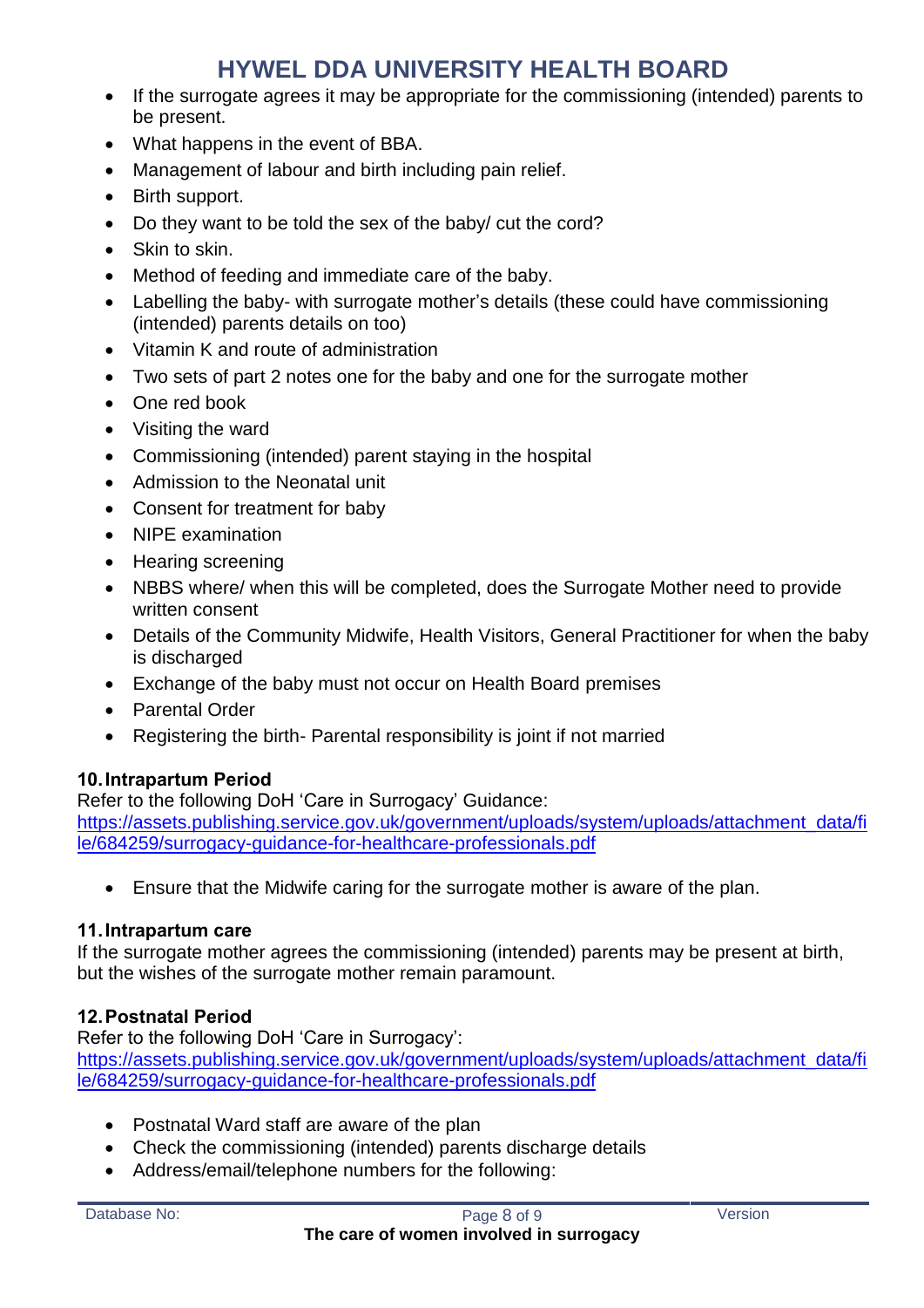- If the surrogate agrees it may be appropriate for the commissioning (intended) parents to be present.
- What happens in the event of BBA.
- Management of labour and birth including pain relief.
- Birth support.
- Do they want to be told the sex of the baby/ cut the cord?
- Skin to skin.
- Method of feeding and immediate care of the baby.
- Labelling the baby- with surrogate mother's details (these could have commissioning (intended) parents details on too)
- Vitamin K and route of administration
- Two sets of part 2 notes one for the baby and one for the surrogate mother
- One red book
- Visiting the ward
- Commissioning (intended) parent staying in the hospital
- Admission to the Neonatal unit
- Consent for treatment for baby
- NIPE examination
- Hearing screening
- NBBS where/ when this will be completed, does the Surrogate Mother need to provide written consent
- Details of the Community Midwife, Health Visitors, General Practitioner for when the baby is discharged
- Exchange of the baby must not occur on Health Board premises
- Parental Order
- Registering the birth- Parental responsibility is joint if not married

### 10. Intrapartum Period

Refer to the following DoH 'Care in Surrogacy' Guidance:
https://assets.publishing.service.gov.uk/government/uploads/system/uploads/attachment_data/file/684259/surrogacy-guidance-for-healthcare-professionals.pdf

- Ensure that the Midwife caring for the surrogate mother is aware of the plan.

### 11. Intrapartum care

If the surrogate mother agrees the commissioning (intended) parents may be present at birth, but the wishes of the surrogate mother remain paramount.

### 12. Postnatal Period

Refer to the following DoH 'Care in Surrogacy':
https://assets.publishing.service.gov.uk/government/uploads/system/uploads/attachment_data/file/684259/surrogacy-guidance-for-healthcare-professionals.pdf

- Postnatal Ward staff are aware of the plan
- Check the commissioning (intended) parents discharge details
- Address/email/telephone numbers for the following: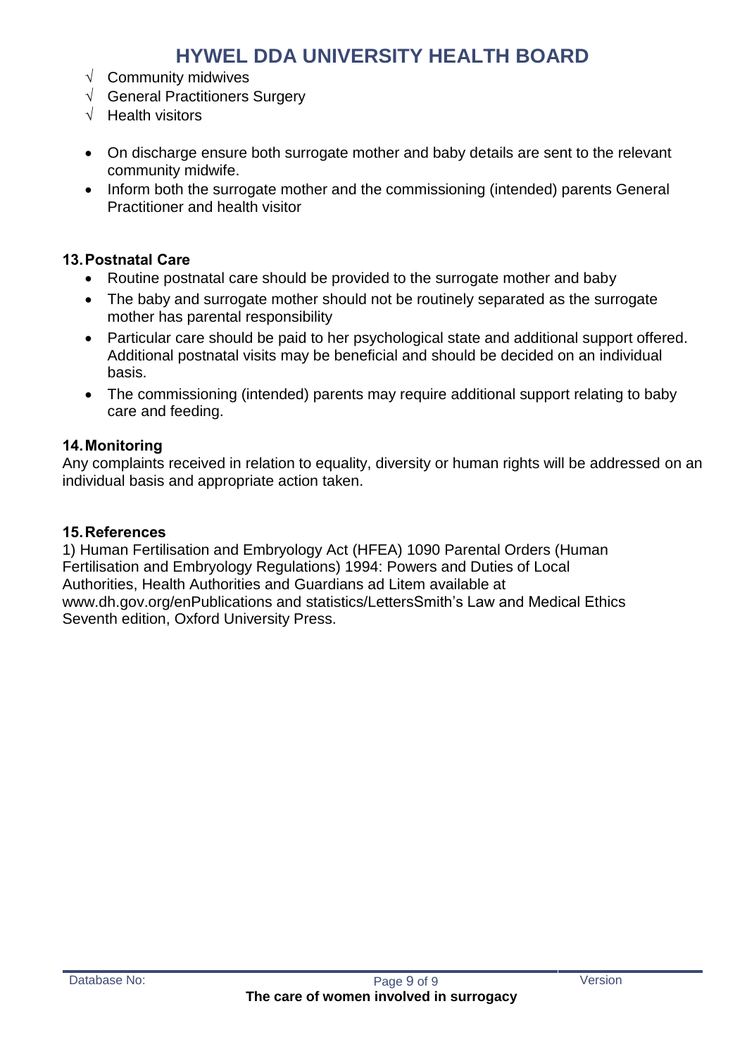- √ Community midwives
- √ General Practitioners Surgery
- √ Health visitors

- On discharge ensure both surrogate mother and baby details are sent to the relevant community midwife.
- Inform both the surrogate mother and the commissioning (intended) parents General Practitioner and health visitor

## 13. Postnatal Care

- Routine postnatal care should be provided to the surrogate mother and baby
- The baby and surrogate mother should not be routinely separated as the surrogate mother has parental responsibility
- Particular care should be paid to her psychological state and additional support offered. Additional postnatal visits may be beneficial and should be decided on an individual basis.
- The commissioning (intended) parents may require additional support relating to baby care and feeding.

## 14. Monitoring

Any complaints received in relation to equality, diversity or human rights will be addressed on an individual basis and appropriate action taken.

## 15. References

1) Human Fertilisation and Embryology Act (HFEA) 1090 Parental Orders (Human Fertilisation and Embryology Regulations) 1994: Powers and Duties of Local Authorities, Health Authorities and Guardians ad Litem available at www.dh.gov.org/enPublications and statistics/LettersSmith's Law and Medical Ethics Seventh edition, Oxford University Press.